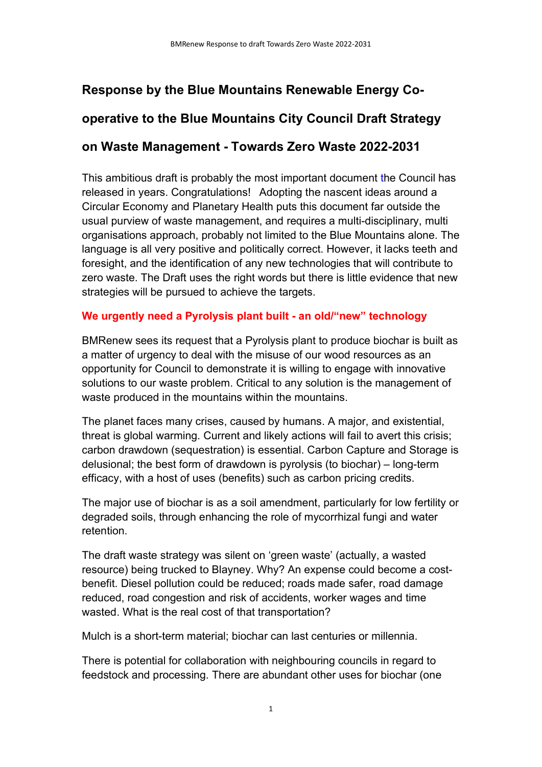# Response by the Blue Mountains Renewable Energy Co-operative to the Blue Mountains City Council Draft Strategy on Waste Management - Towards Zero Waste 2022-2031

This ambitious draft is probably the most important document the Council has released in years. Congratulations! Adopting the nascent ideas around a Circular Economy and Planetary Health puts this document far outside the usual purview of waste management, and requires a multi-disciplinary, multi organisations approach, probably not limited to the Blue Mountains alone. The language is all very positive and politically correct. However, it lacks teeth and foresight, and the identification of any new technologies that will contribute to zero waste. The Draft uses the right words but there is little evidence that new strategies will be pursued to achieve the targets.

## We urgently need a Pyrolysis plant built - an old/"new" technology

BMRenew sees its request that a Pyrolysis plant to produce biochar is built as a matter of urgency to deal with the misuse of our wood resources as an opportunity for Council to demonstrate it is willing to engage with innovative solutions to our waste problem. Critical to any solution is the management of waste produced in the mountains within the mountains.

The planet faces many crises, caused by humans. A major, and existential, threat is global warming. Current and likely actions will fail to avert this crisis; carbon drawdown (sequestration) is essential. Carbon Capture and Storage is delusional; the best form of drawdown is pyrolysis (to biochar) – long-term efficacy, with a host of uses (benefits) such as carbon pricing credits.

The major use of biochar is as a soil amendment, particularly for low fertility or degraded soils, through enhancing the role of mycorrhizal fungi and water retention.

The draft waste strategy was silent on 'green waste' (actually, a wasted resource) being trucked to Blayney. Why? An expense could become a cost-benefit. Diesel pollution could be reduced; roads made safer, road damage reduced, road congestion and risk of accidents, worker wages and time wasted. What is the real cost of that transportation?

Mulch is a short-term material; biochar can last centuries or millennia.

There is potential for collaboration with neighbouring councils in regard to feedstock and processing. There are abundant other uses for biochar (one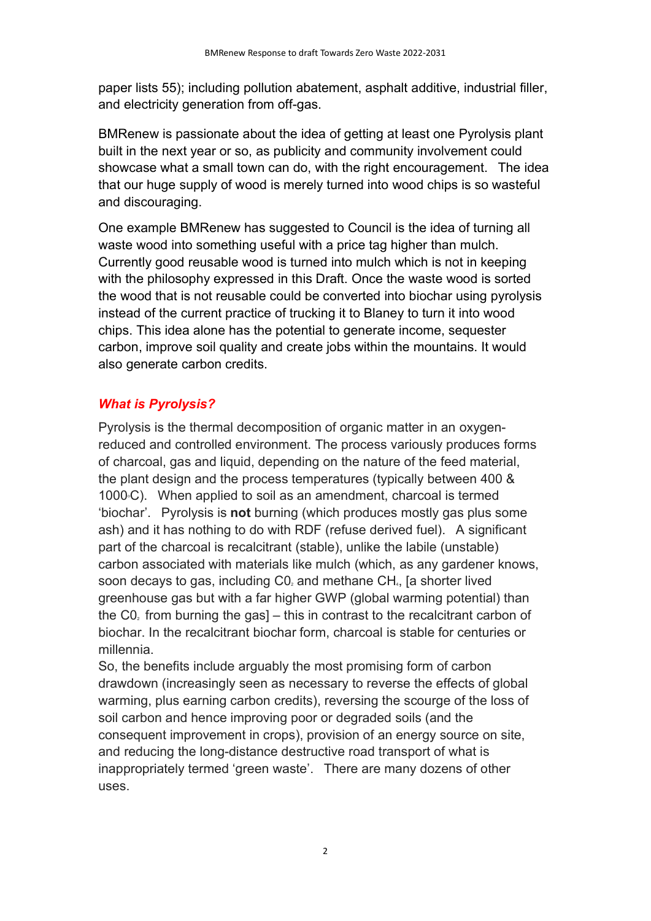paper lists 55); including pollution abatement, asphalt additive, industrial filler, and electricity generation from off-gas.

BMRenew is passionate about the idea of getting at least one Pyrolysis plant built in the next year or so, as publicity and community involvement could showcase what a small town can do, with the right encouragement. The idea that our huge supply of wood is merely turned into wood chips is so wasteful and discouraging.

One example BMRenew has suggested to Council is the idea of turning all waste wood into something useful with a price tag higher than mulch. Currently good reusable wood is turned into mulch which is not in keeping with the philosophy expressed in this Draft. Once the waste wood is sorted the wood that is not reusable could be converted into biochar using pyrolysis instead of the current practice of trucking it to Blaney to turn it into wood chips. This idea alone has the potential to generate income, sequester carbon, improve soil quality and create jobs within the mountains. It would also generate carbon credits.

### ***What is Pyrolysis?***

Pyrolysis is the thermal decomposition of organic matter in an oxygen-reduced and controlled environment. The process variously produces forms of charcoal, gas and liquid, depending on the nature of the feed material, the plant design and the process temperatures (typically between 400 & 1000$^{\circ}$C). When applied to soil as an amendment, charcoal is termed 'biochar'. Pyrolysis is **not** burning (which produces mostly gas plus some ash) and it has nothing to do with RDF (refuse derived fuel). A significant part of the charcoal is recalcitrant (stable), unlike the labile (unstable) carbon associated with materials like mulch (which, as any gardener knows, soon decays to gas, including $C0_2$ and methane $CH_4$, [a shorter lived greenhouse gas but with a far higher GWP (global warming potential) than the $C0_2$ from burning the gas] – this in contrast to the recalcitrant carbon of biochar. In the recalcitrant biochar form, charcoal is stable for centuries or millennia.
So, the benefits include arguably the most promising form of carbon drawdown (increasingly seen as necessary to reverse the effects of global warming, plus earning carbon credits), reversing the scourge of the loss of soil carbon and hence improving poor or degraded soils (and the consequent improvement in crops), provision of an energy source on site, and reducing the long-distance destructive road transport of what is inappropriately termed 'green waste'. There are many dozens of other uses.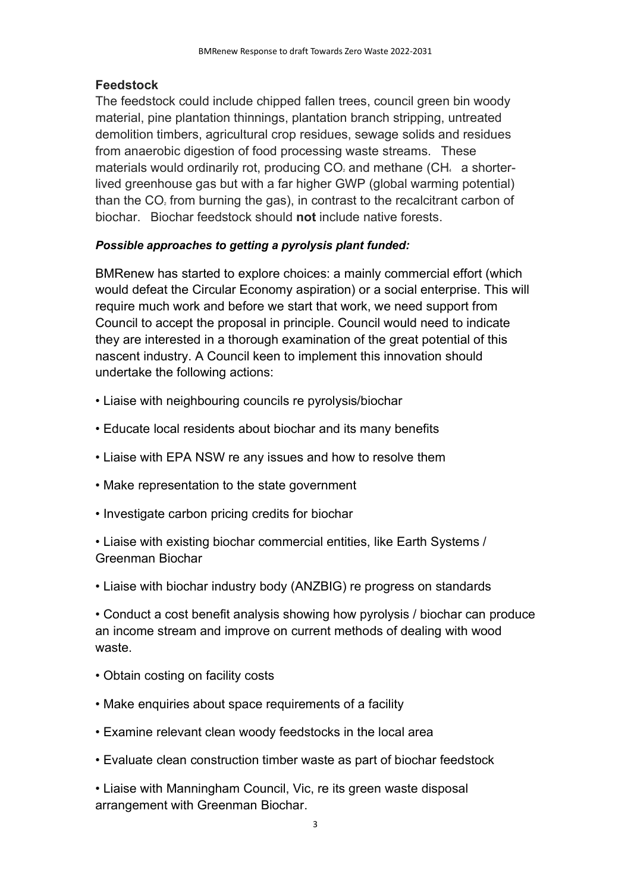## Feedstock

The feedstock could include chipped fallen trees, council green bin woody material, pine plantation thinnings, plantation branch stripping, untreated demolition timbers, agricultural crop residues, sewage solids and residues from anaerobic digestion of food processing waste streams. These materials would ordinarily rot, producing $CO_2$ and methane ($CH_4$ a shorter-lived greenhouse gas but with a far higher GWP (global warming potential) than the $CO_2$ from burning the gas), in contrast to the recalcitrant carbon of biochar. Biochar feedstock should **not** include native forests.

***Possible approaches to getting a pyrolysis plant funded:***

BMRenew has started to explore choices: a mainly commercial effort (which would defeat the Circular Economy aspiration) or a social enterprise. This will require much work and before we start that work, we need support from Council to accept the proposal in principle. Council would need to indicate they are interested in a thorough examination of the great potential of this nascent industry. A Council keen to implement this innovation should undertake the following actions:

- Liaise with neighbouring councils re pyrolysis/biochar
- Educate local residents about biochar and its many benefits
- Liaise with EPA NSW re any issues and how to resolve them
- Make representation to the state government
- Investigate carbon pricing credits for biochar
- Liaise with existing biochar commercial entities, like Earth Systems / Greenman Biochar
- Liaise with biochar industry body (ANZBIG) re progress on standards
- Conduct a cost benefit analysis showing how pyrolysis / biochar can produce an income stream and improve on current methods of dealing with wood waste.
- Obtain costing on facility costs
- Make enquiries about space requirements of a facility
- Examine relevant clean woody feedstocks in the local area
- Evaluate clean construction timber waste as part of biochar feedstock
- Liaise with Manningham Council, Vic, re its green waste disposal arrangement with Greenman Biochar.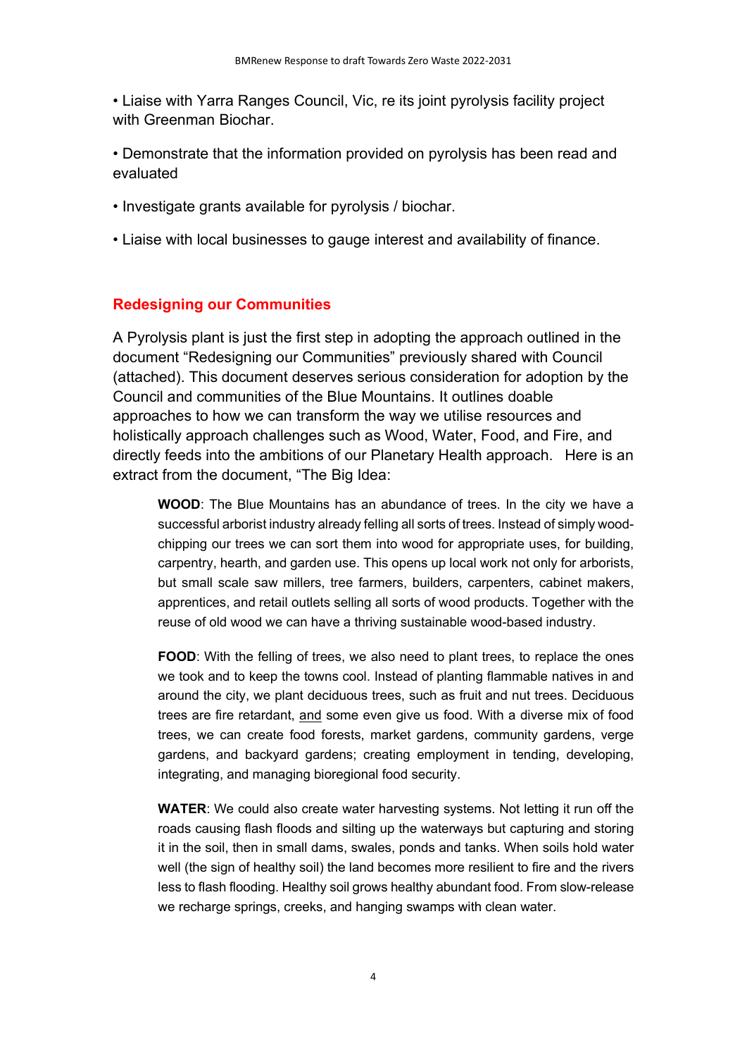- Liaise with Yarra Ranges Council, Vic, re its joint pyrolysis facility project with Greenman Biochar.
- Demonstrate that the information provided on pyrolysis has been read and evaluated
- Investigate grants available for pyrolysis / biochar.
- Liaise with local businesses to gauge interest and availability of finance.

## Redesigning our Communities

A Pyrolysis plant is just the first step in adopting the approach outlined in the document "Redesigning our Communities" previously shared with Council (attached). This document deserves serious consideration for adoption by the Council and communities of the Blue Mountains. It outlines doable approaches to how we can transform the way we utilise resources and holistically approach challenges such as Wood, Water, Food, and Fire, and directly feeds into the ambitions of our Planetary Health approach. Here is an extract from the document, "The Big Idea:

> **WOOD**: The Blue Mountains has an abundance of trees. In the city we have a successful arborist industry already felling all sorts of trees. Instead of simply wood-chipping our trees we can sort them into wood for appropriate uses, for building, carpentry, hearth, and garden use. This opens up local work not only for arborists, but small scale saw millers, tree farmers, builders, carpenters, cabinet makers, apprentices, and retail outlets selling all sorts of wood products. Together with the reuse of old wood we can have a thriving sustainable wood-based industry.
>
> **FOOD**: With the felling of trees, we also need to plant trees, to replace the ones we took and to keep the towns cool. Instead of planting flammable natives in and around the city, we plant deciduous trees, such as fruit and nut trees. Deciduous trees are fire retardant, <u>and</u> some even give us food. With a diverse mix of food trees, we can create food forests, market gardens, community gardens, verge gardens, and backyard gardens; creating employment in tending, developing, integrating, and managing bioregional food security.
>
> **WATER**: We could also create water harvesting systems. Not letting it run off the roads causing flash floods and silting up the waterways but capturing and storing it in the soil, then in small dams, swales, ponds and tanks. When soils hold water well (the sign of healthy soil) the land becomes more resilient to fire and the rivers less to flash flooding. Healthy soil grows healthy abundant food. From slow-release we recharge springs, creeks, and hanging swamps with clean water.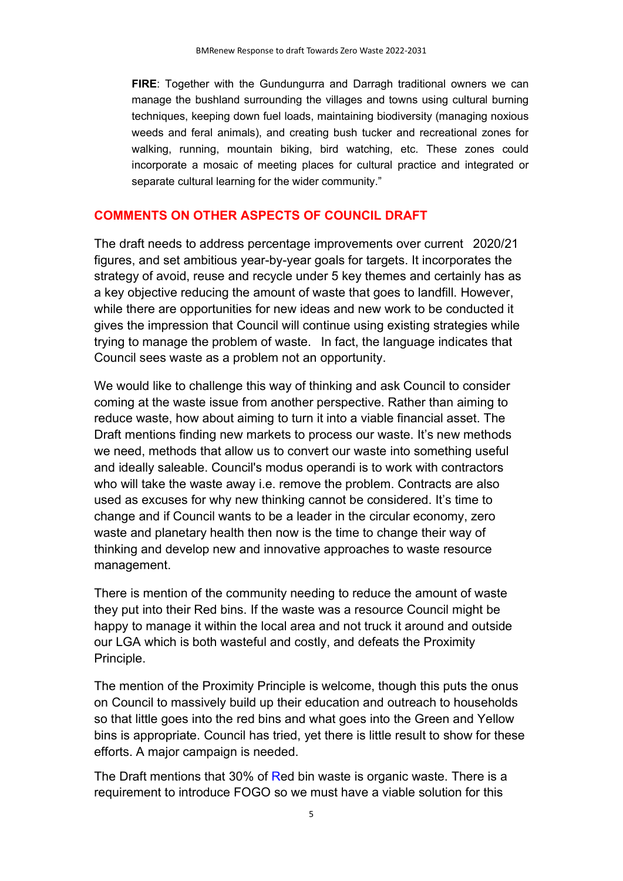**FIRE**: Together with the Gundungurra and Darragh traditional owners we can manage the bushland surrounding the villages and towns using cultural burning techniques, keeping down fuel loads, maintaining biodiversity (managing noxious weeds and feral animals), and creating bush tucker and recreational zones for walking, running, mountain biking, bird watching, etc. These zones could incorporate a mosaic of meeting places for cultural practice and integrated or separate cultural learning for the wider community."

## COMMENTS ON OTHER ASPECTS OF COUNCIL DRAFT

The draft needs to address percentage improvements over current 2020/21 figures, and set ambitious year-by-year goals for targets. It incorporates the strategy of avoid, reuse and recycle under 5 key themes and certainly has as a key objective reducing the amount of waste that goes to landfill. However, while there are opportunities for new ideas and new work to be conducted it gives the impression that Council will continue using existing strategies while trying to manage the problem of waste. In fact, the language indicates that Council sees waste as a problem not an opportunity.

We would like to challenge this way of thinking and ask Council to consider coming at the waste issue from another perspective. Rather than aiming to reduce waste, how about aiming to turn it into a viable financial asset. The Draft mentions finding new markets to process our waste. It's new methods we need, methods that allow us to convert our waste into something useful and ideally saleable. Council's modus operandi is to work with contractors who will take the waste away i.e. remove the problem. Contracts are also used as excuses for why new thinking cannot be considered. It's time to change and if Council wants to be a leader in the circular economy, zero waste and planetary health then now is the time to change their way of thinking and develop new and innovative approaches to waste resource management.

There is mention of the community needing to reduce the amount of waste they put into their Red bins. If the waste was a resource Council might be happy to manage it within the local area and not truck it around and outside our LGA which is both wasteful and costly, and defeats the Proximity Principle.

The mention of the Proximity Principle is welcome, though this puts the onus on Council to massively build up their education and outreach to households so that little goes into the red bins and what goes into the Green and Yellow bins is appropriate. Council has tried, yet there is little result to show for these efforts. A major campaign is needed.

The Draft mentions that 30% of Red bin waste is organic waste. There is a requirement to introduce FOGO so we must have a viable solution for this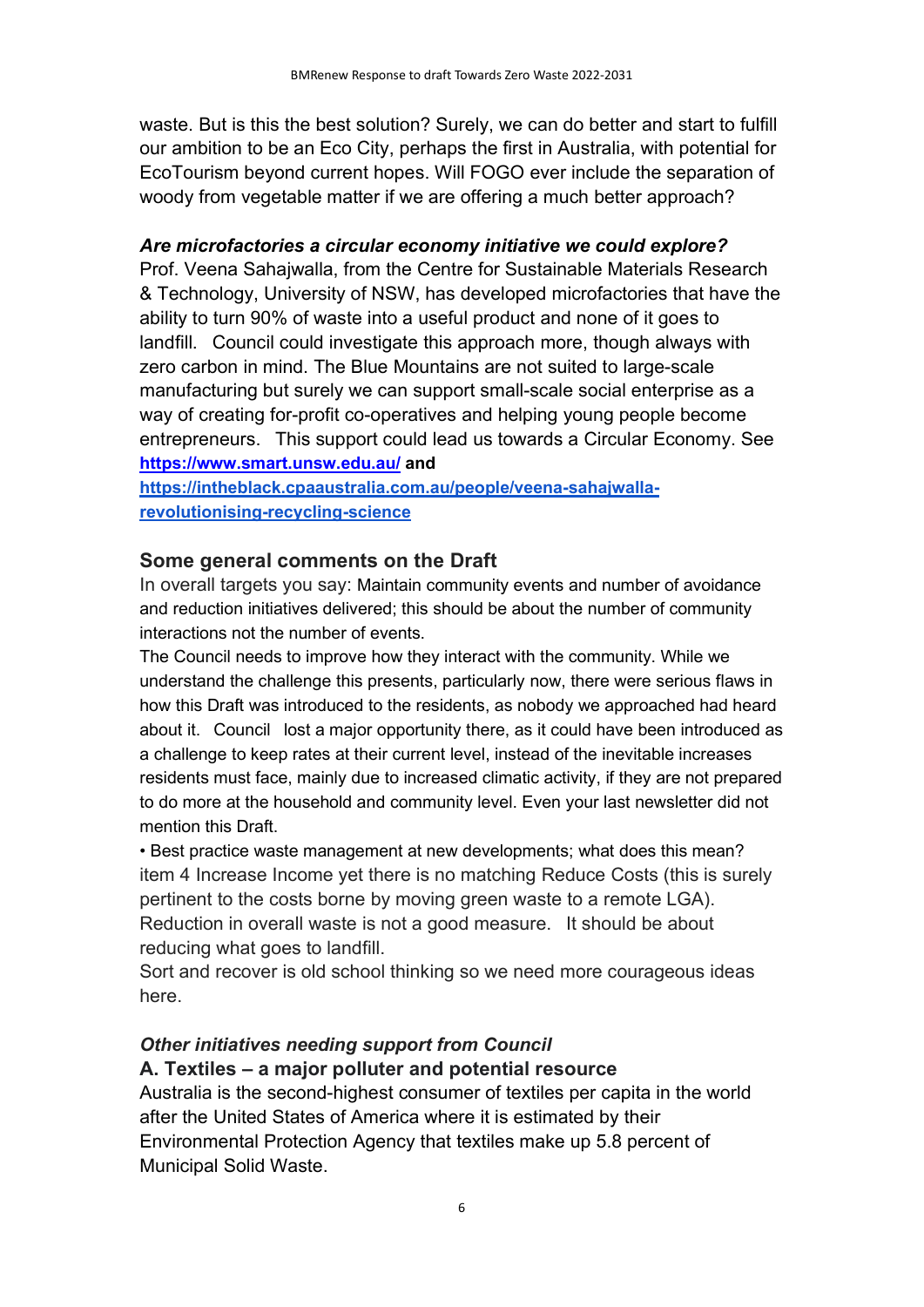waste. But is this the best solution? Surely, we can do better and start to fulfill our ambition to be an Eco City, perhaps the first in Australia, with potential for EcoTourism beyond current hopes. Will FOGO ever include the separation of woody from vegetable matter if we are offering a much better approach?

### *Are microfactories a circular economy initiative we could explore?*

Prof. Veena Sahajwalla, from the Centre for Sustainable Materials Research & Technology, University of NSW, has developed microfactories that have the ability to turn 90% of waste into a useful product and none of it goes to landfill. Council could investigate this approach more, though always with zero carbon in mind. The Blue Mountains are not suited to large-scale manufacturing but surely we can support small-scale social enterprise as a way of creating for-profit co-operatives and helping young people become entrepreneurs. This support could lead us towards a Circular Economy. See **https://www.smart.unsw.edu.au/ and https://intheblack.cpaaustralia.com.au/people/veena-sahajwalla-revolutionising-recycling-science**

## Some general comments on the Draft

In overall targets you say: Maintain community events and number of avoidance and reduction initiatives delivered; this should be about the number of community interactions not the number of events.

The Council needs to improve how they interact with the community. While we understand the challenge this presents, particularly now, there were serious flaws in how this Draft was introduced to the residents, as nobody we approached had heard about it. Council lost a major opportunity there, as it could have been introduced as a challenge to keep rates at their current level, instead of the inevitable increases residents must face, mainly due to increased climatic activity, if they are not prepared to do more at the household and community level. Even your last newsletter did not mention this Draft.

• Best practice waste management at new developments; what does this mean?

item 4 Increase Income yet there is no matching Reduce Costs (this is surely pertinent to the costs borne by moving green waste to a remote LGA).

Reduction in overall waste is not a good measure. It should be about reducing what goes to landfill.

Sort and recover is old school thinking so we need more courageous ideas here.

### *Other initiatives needing support from Council*

### A. Textiles – a major polluter and potential resource

Australia is the second-highest consumer of textiles per capita in the world after the United States of America where it is estimated by their Environmental Protection Agency that textiles make up 5.8 percent of Municipal Solid Waste.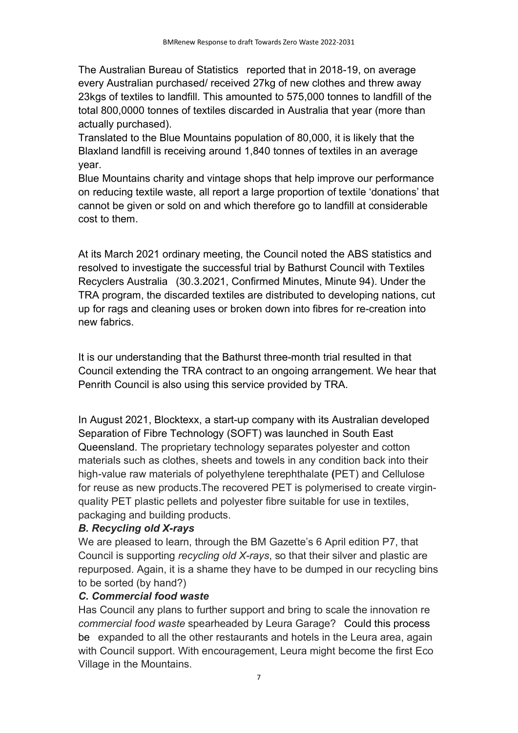The Australian Bureau of Statistics reported that in 2018-19, on average every Australian purchased/ received 27kg of new clothes and threw away 23kgs of textiles to landfill. This amounted to 575,000 tonnes to landfill of the total 800,0000 tonnes of textiles discarded in Australia that year (more than actually purchased).
Translated to the Blue Mountains population of 80,000, it is likely that the Blaxland landfill is receiving around 1,840 tonnes of textiles in an average year.
Blue Mountains charity and vintage shops that help improve our performance on reducing textile waste, all report a large proportion of textile 'donations' that cannot be given or sold on and which therefore go to landfill at considerable cost to them.

At its March 2021 ordinary meeting, the Council noted the ABS statistics and resolved to investigate the successful trial by Bathurst Council with Textiles Recyclers Australia (30.3.2021, Confirmed Minutes, Minute 94). Under the TRA program, the discarded textiles are distributed to developing nations, cut up for rags and cleaning uses or broken down into fibres for re-creation into new fabrics.

It is our understanding that the Bathurst three-month trial resulted in that Council extending the TRA contract to an ongoing arrangement. We hear that Penrith Council is also using this service provided by TRA.

In August 2021, Blocktexx, a start-up company with its Australian developed Separation of Fibre Technology (SOFT) was launched in South East Queensland. The proprietary technology separates polyester and cotton materials such as clothes, sheets and towels in any condition back into their high-value raw materials of polyethylene terephthalate (PET) and Cellulose for reuse as new products.The recovered PET is polymerised to create virgin-quality PET plastic pellets and polyester fibre suitable for use in textiles, packaging and building products.

### *B. Recycling old X-rays*

We are pleased to learn, through the BM Gazette's 6 April edition P7, that Council is supporting *recycling old X-rays*, so that their silver and plastic are repurposed. Again, it is a shame they have to be dumped in our recycling bins to be sorted (by hand?)

### *C. Commercial food waste*

Has Council any plans to further support and bring to scale the innovation re *commercial food waste* spearheaded by Leura Garage? Could this process be expanded to all the other restaurants and hotels in the Leura area, again with Council support. With encouragement, Leura might become the first Eco Village in the Mountains.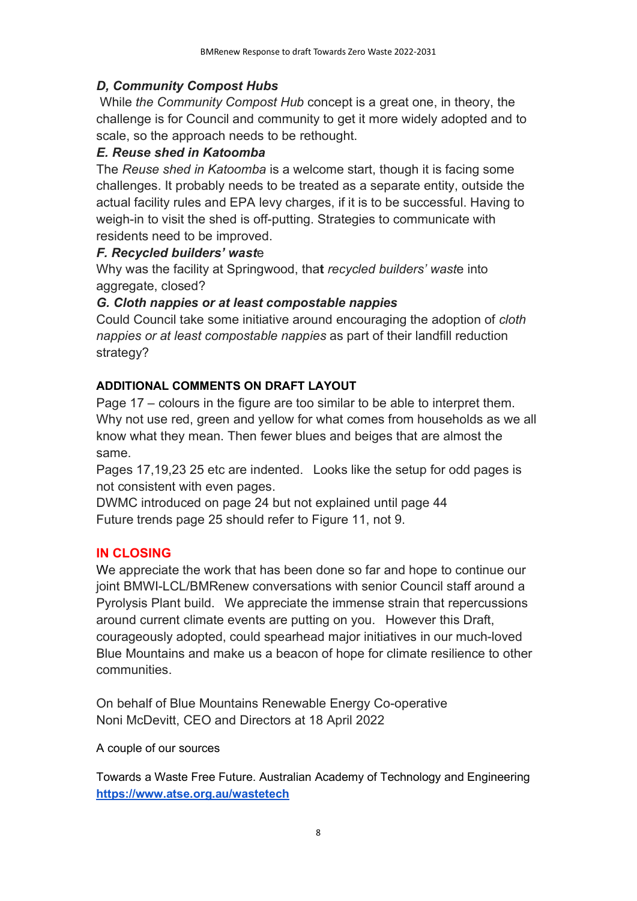### *D, Community Compost Hubs*

While *the Community Compost Hub* concept is a great one, in theory, the challenge is for Council and community to get it more widely adopted and to scale, so the approach needs to be rethought.

### *E. Reuse shed in Katoomba*

The *Reuse shed in Katoomba* is a welcome start, though it is facing some challenges. It probably needs to be treated as a separate entity, outside the actual facility rules and EPA levy charges, if it is to be successful. Having to weigh-in to visit the shed is off-putting. Strategies to communicate with residents need to be improved.

### *F. Recycled builders' waste*

Why was the facility at Springwood, that *recycled builders' waste* into aggregate, closed?

### *G. Cloth nappies or at least compostable nappies*

Could Council take some initiative around encouraging the adoption of *cloth nappies or at least compostable nappies* as part of their landfill reduction strategy?

**ADDITIONAL COMMENTS ON DRAFT LAYOUT**

Page 17 – colours in the figure are too similar to be able to interpret them. Why not use red, green and yellow for what comes from households as we all know what they mean. Then fewer blues and beiges that are almost the same.

Pages 17,19,23 25 etc are indented. Looks like the setup for odd pages is not consistent with even pages.

DWMC introduced on page 24 but not explained until page 44

Future trends page 25 should refer to Figure 11, not 9.

## IN CLOSING

We appreciate the work that has been done so far and hope to continue our joint BMWI-LCL/BMRenew conversations with senior Council staff around a Pyrolysis Plant build. We appreciate the immense strain that repercussions around current climate events are putting on you. However this Draft, courageously adopted, could spearhead major initiatives in our much-loved Blue Mountains and make us a beacon of hope for climate resilience to other communities.

On behalf of Blue Mountains Renewable Energy Co-operative
Noni McDevitt, CEO and Directors at 18 April 2022

A couple of our sources

Towards a Waste Free Future. Australian Academy of Technology and Engineering
**https://www.atse.org.au/wastetech**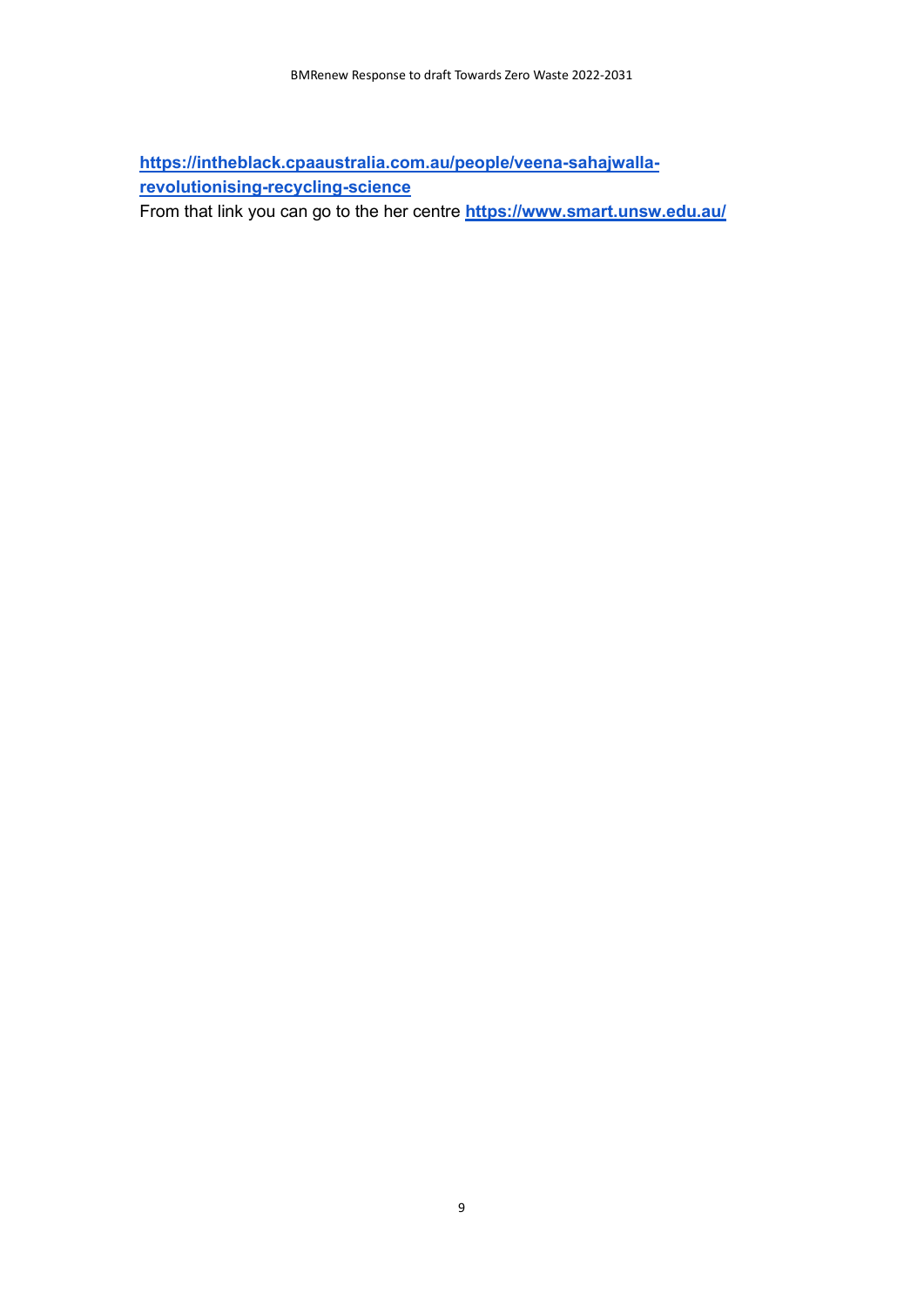**https://intheblack.cpaaustralia.com.au/people/veena-sahajwalla-revolutionising-recycling-science**

From that link you can go to the her centre **https://www.smart.unsw.edu.au/**